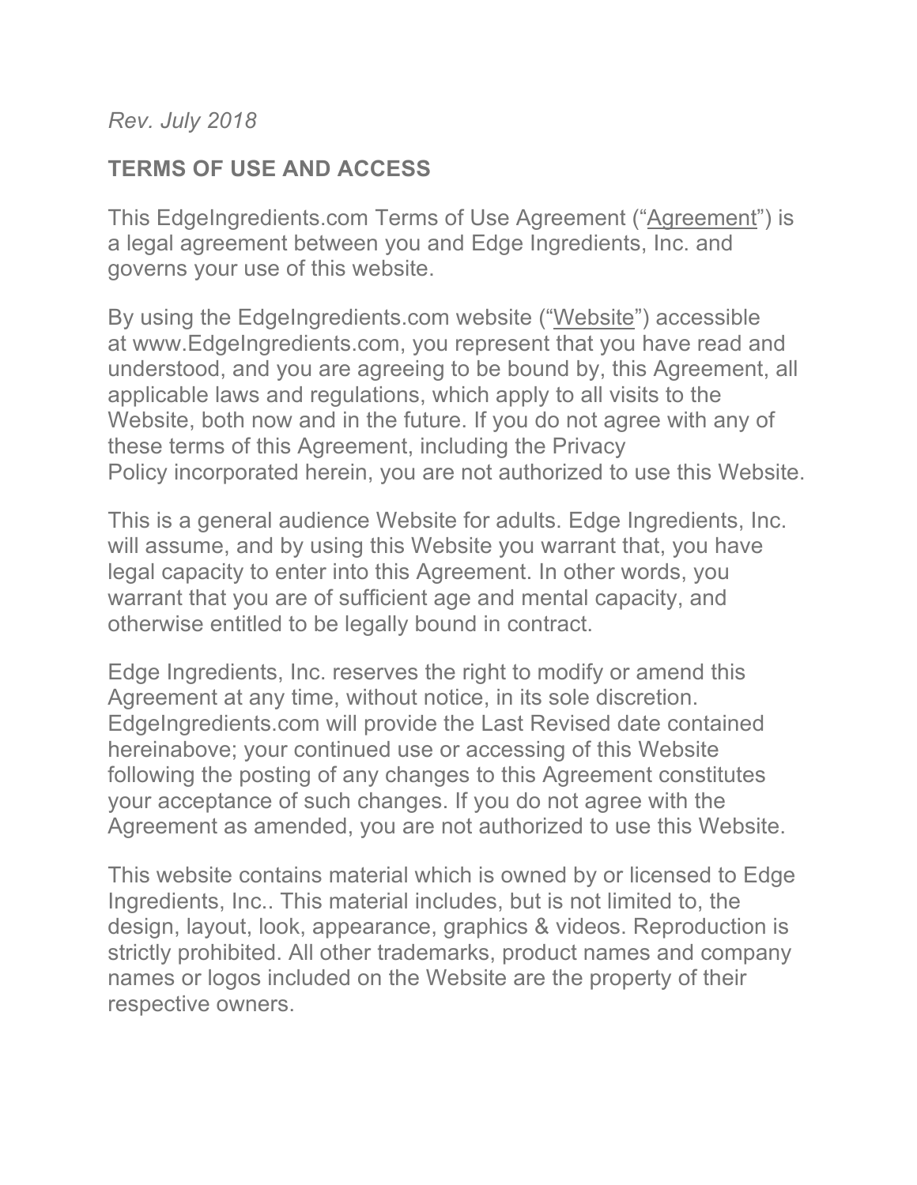*Rev. July 2018*

## TERMS OF USE AND ACCESS

This EdgeIngredients.com Terms of Use Agreement ("Agreement") is a legal agreement between you and Edge Ingredients, Inc. and governs your use of this website.

By using the EdgeIngredients.com website ("Website") accessible at www.EdgeIngredients.com, you represent that you have read and understood, and you are agreeing to be bound by, this Agreement, all applicable laws and regulations, which apply to all visits to the Website, both now and in the future. If you do not agree with any of these terms of this Agreement, including the Privacy Policy incorporated herein, you are not authorized to use this Website.

This is a general audience Website for adults. Edge Ingredients, Inc. will assume, and by using this Website you warrant that, you have legal capacity to enter into this Agreement. In other words, you warrant that you are of sufficient age and mental capacity, and otherwise entitled to be legally bound in contract.

Edge Ingredients, Inc. reserves the right to modify or amend this Agreement at any time, without notice, in its sole discretion. EdgeIngredients.com will provide the Last Revised date contained hereinabove; your continued use or accessing of this Website following the posting of any changes to this Agreement constitutes your acceptance of such changes. If you do not agree with the Agreement as amended, you are not authorized to use this Website.

This website contains material which is owned by or licensed to Edge Ingredients, Inc.. This material includes, but is not limited to, the design, layout, look, appearance, graphics & videos. Reproduction is strictly prohibited. All other trademarks, product names and company names or logos included on the Website are the property of their respective owners.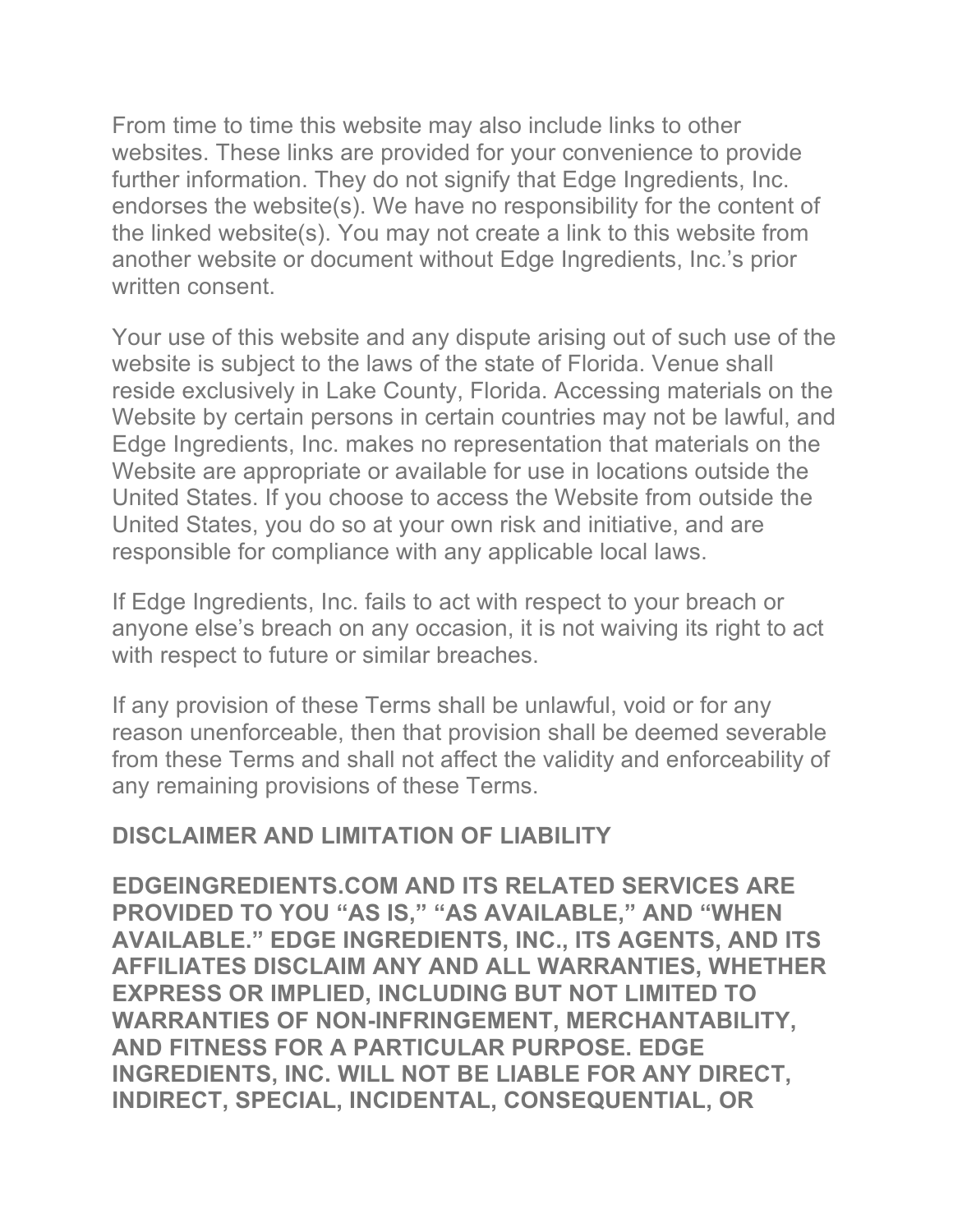From time to time this website may also include links to other websites. These links are provided for your convenience to provide further information. They do not signify that Edge Ingredients, Inc. endorses the website(s). We have no responsibility for the content of the linked website(s). You may not create a link to this website from another website or document without Edge Ingredients, Inc.'s prior written consent.

Your use of this website and any dispute arising out of such use of the website is subject to the laws of the state of Florida. Venue shall reside exclusively in Lake County, Florida. Accessing materials on the Website by certain persons in certain countries may not be lawful, and Edge Ingredients, Inc. makes no representation that materials on the Website are appropriate or available for use in locations outside the United States. If you choose to access the Website from outside the United States, you do so at your own risk and initiative, and are responsible for compliance with any applicable local laws.

If Edge Ingredients, Inc. fails to act with respect to your breach or anyone else's breach on any occasion, it is not waiving its right to act with respect to future or similar breaches.

If any provision of these Terms shall be unlawful, void or for any reason unenforceable, then that provision shall be deemed severable from these Terms and shall not affect the validity and enforceability of any remaining provisions of these Terms.

**DISCLAIMER AND LIMITATION OF LIABILITY**

**EDGEINGREDIENTS.COM AND ITS RELATED SERVICES ARE PROVIDED TO YOU "AS IS," "AS AVAILABLE," AND "WHEN AVAILABLE." EDGE INGREDIENTS, INC., ITS AGENTS, AND ITS AFFILIATES DISCLAIM ANY AND ALL WARRANTIES, WHETHER EXPRESS OR IMPLIED, INCLUDING BUT NOT LIMITED TO WARRANTIES OF NON-INFRINGEMENT, MERCHANTABILITY, AND FITNESS FOR A PARTICULAR PURPOSE. EDGE INGREDIENTS, INC. WILL NOT BE LIABLE FOR ANY DIRECT, INDIRECT, SPECIAL, INCIDENTAL, CONSEQUENTIAL, OR**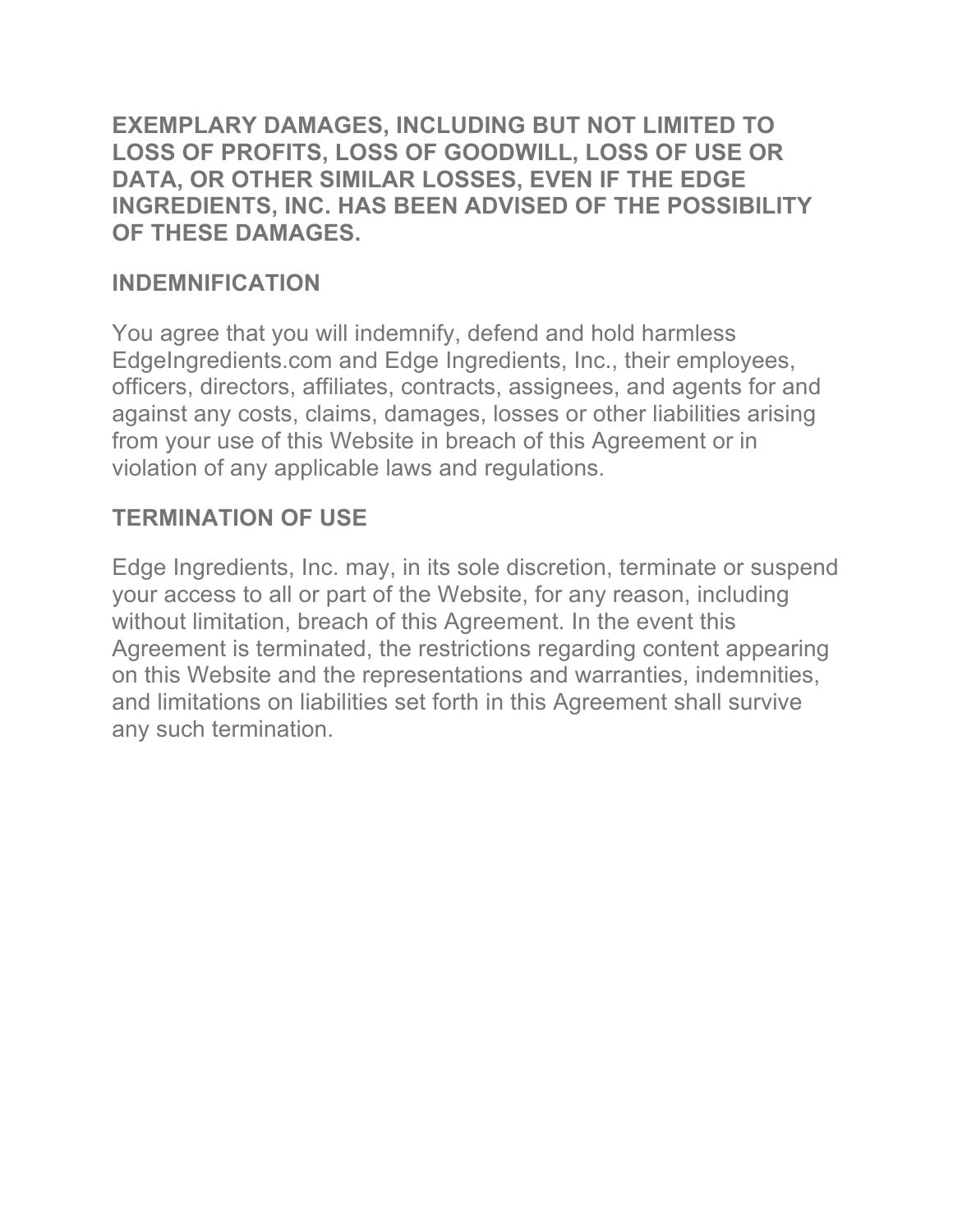**EXEMPLARY DAMAGES, INCLUDING BUT NOT LIMITED TO LOSS OF PROFITS, LOSS OF GOODWILL, LOSS OF USE OR DATA, OR OTHER SIMILAR LOSSES, EVEN IF THE EDGE INGREDIENTS, INC. HAS BEEN ADVISED OF THE POSSIBILITY OF THESE DAMAGES.**

## INDEMNIFICATION

You agree that you will indemnify, defend and hold harmless EdgeIngredients.com and Edge Ingredients, Inc., their employees, officers, directors, affiliates, contracts, assignees, and agents for and against any costs, claims, damages, losses or other liabilities arising from your use of this Website in breach of this Agreement or in violation of any applicable laws and regulations.

## TERMINATION OF USE

Edge Ingredients, Inc. may, in its sole discretion, terminate or suspend your access to all or part of the Website, for any reason, including without limitation, breach of this Agreement. In the event this Agreement is terminated, the restrictions regarding content appearing on this Website and the representations and warranties, indemnities, and limitations on liabilities set forth in this Agreement shall survive any such termination.